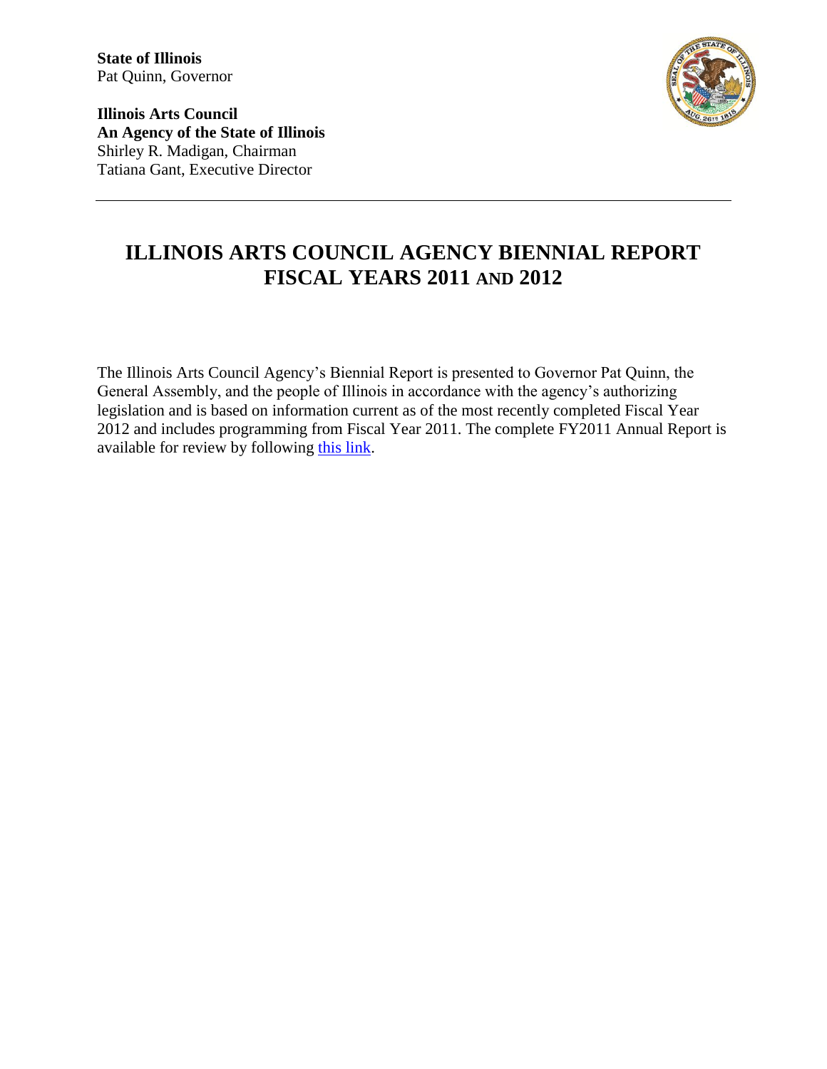**State of Illinois**
Pat Quinn, Governor

**Illinois Arts Council**
**An Agency of the State of Illinois**
Shirley R. Madigan, Chairman
Tatiana Gant, Executive Director

---

# ILLINOIS ARTS COUNCIL AGENCY BIENNIAL REPORT FISCAL YEARS 2011 AND 2012

The Illinois Arts Council Agency's Biennial Report is presented to Governor Pat Quinn, the General Assembly, and the people of Illinois in accordance with the agency's authorizing legislation and is based on information current as of the most recently completed Fiscal Year 2012 and includes programming from Fiscal Year 2011. The complete FY2011 Annual Report is available for review by following this link.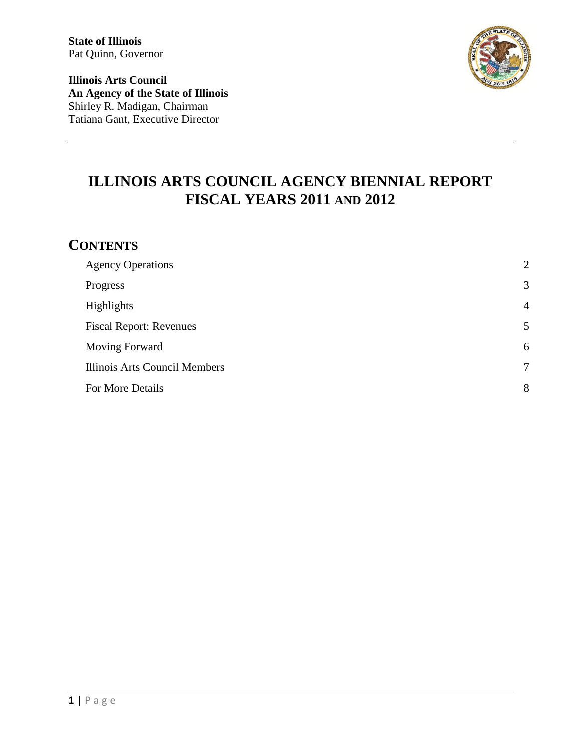**State of Illinois**
Pat Quinn, Governor

**Illinois Arts Council**
**An Agency of the State of Illinois**
Shirley R. Madigan, Chairman
Tatiana Gant, Executive Director

---

# ILLINOIS ARTS COUNCIL AGENCY BIENNIAL REPORT FISCAL YEARS 2011 AND 2012

## CONTENTS

| | |
|---|---|
| Agency Operations | 2 |
| Progress | 3 |
| Highlights | 4 |
| Fiscal Report: Revenues | 5 |
| Moving Forward | 6 |
| Illinois Arts Council Members | 7 |
| For More Details | 8 |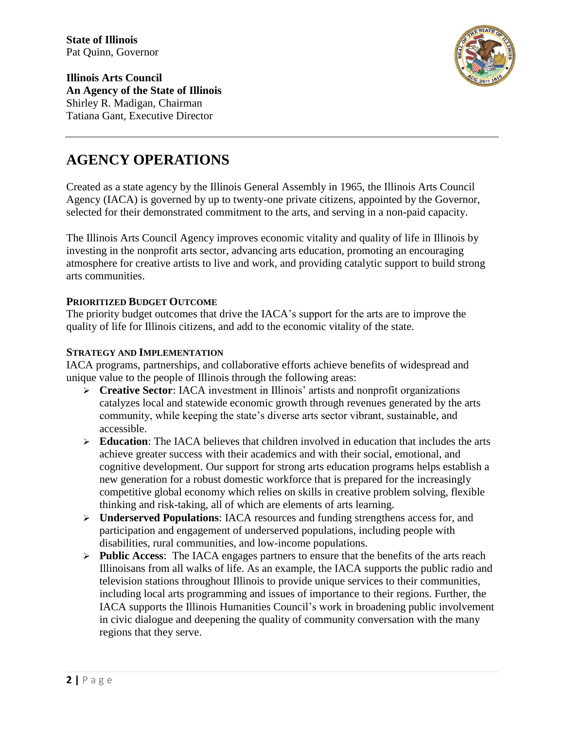**State of Illinois**
Pat Quinn, Governor

**Illinois Arts Council**
**An Agency of the State of Illinois**
Shirley R. Madigan, Chairman
Tatiana Gant, Executive Director

# AGENCY OPERATIONS

Created as a state agency by the Illinois General Assembly in 1965, the Illinois Arts Council Agency (IACA) is governed by up to twenty-one private citizens, appointed by the Governor, selected for their demonstrated commitment to the arts, and serving in a non-paid capacity.

The Illinois Arts Council Agency improves economic vitality and quality of life in Illinois by investing in the nonprofit arts sector, advancing arts education, promoting an encouraging atmosphere for creative artists to live and work, and providing catalytic support to build strong arts communities.

### PRIORITIZED BUDGET OUTCOME

The priority budget outcomes that drive the IACA's support for the arts are to improve the quality of life for Illinois citizens, and add to the economic vitality of the state.

### STRATEGY AND IMPLEMENTATION

IACA programs, partnerships, and collaborative efforts achieve benefits of widespread and unique value to the people of Illinois through the following areas:

- **Creative Sector**: IACA investment in Illinois' artists and nonprofit organizations catalyzes local and statewide economic growth through revenues generated by the arts community, while keeping the state's diverse arts sector vibrant, sustainable, and accessible.
- **Education**: The IACA believes that children involved in education that includes the arts achieve greater success with their academics and with their social, emotional, and cognitive development. Our support for strong arts education programs helps establish a new generation for a robust domestic workforce that is prepared for the increasingly competitive global economy which relies on skills in creative problem solving, flexible thinking and risk-taking, all of which are elements of arts learning.
- **Underserved Populations**: IACA resources and funding strengthens access for, and participation and engagement of underserved populations, including people with disabilities, rural communities, and low-income populations.
- **Public Access**: The IACA engages partners to ensure that the benefits of the arts reach Illinoisans from all walks of life. As an example, the IACA supports the public radio and television stations throughout Illinois to provide unique services to their communities, including local arts programming and issues of importance to their regions. Further, the IACA supports the Illinois Humanities Council's work in broadening public involvement in civic dialogue and deepening the quality of community conversation with the many regions that they serve.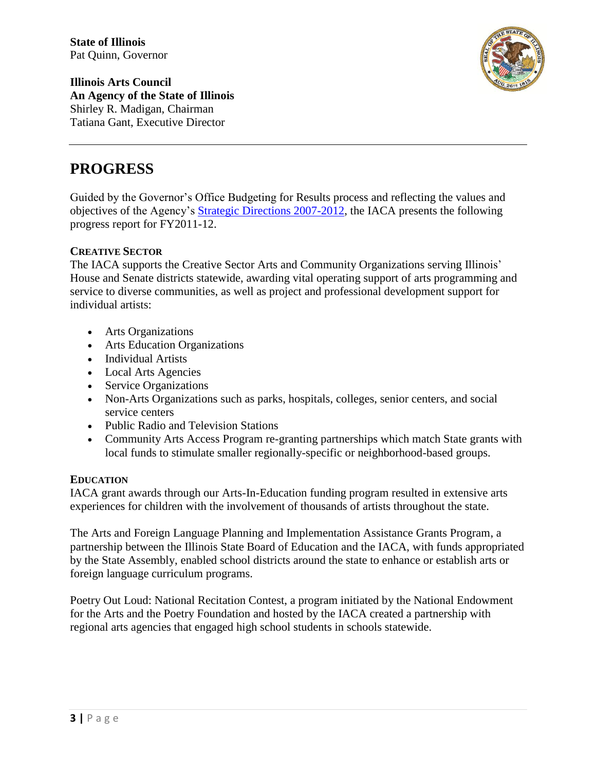**State of Illinois**
Pat Quinn, Governor

**Illinois Arts Council**
**An Agency of the State of Illinois**
Shirley R. Madigan, Chairman
Tatiana Gant, Executive Director

---

# PROGRESS

Guided by the Governor's Office Budgeting for Results process and reflecting the values and objectives of the Agency's Strategic Directions 2007-2012, the IACA presents the following progress report for FY2011-12.

### CREATIVE SECTOR

The IACA supports the Creative Sector Arts and Community Organizations serving Illinois' House and Senate districts statewide, awarding vital operating support of arts programming and service to diverse communities, as well as project and professional development support for individual artists:

- Arts Organizations
- Arts Education Organizations
- Individual Artists
- Local Arts Agencies
- Service Organizations
- Non-Arts Organizations such as parks, hospitals, colleges, senior centers, and social service centers
- Public Radio and Television Stations
- Community Arts Access Program re-granting partnerships which match State grants with local funds to stimulate smaller regionally-specific or neighborhood-based groups.

### EDUCATION

IACA grant awards through our Arts-In-Education funding program resulted in extensive arts experiences for children with the involvement of thousands of artists throughout the state.

The Arts and Foreign Language Planning and Implementation Assistance Grants Program, a partnership between the Illinois State Board of Education and the IACA, with funds appropriated by the State Assembly, enabled school districts around the state to enhance or establish arts or foreign language curriculum programs.

Poetry Out Loud: National Recitation Contest, a program initiated by the National Endowment for the Arts and the Poetry Foundation and hosted by the IACA created a partnership with regional arts agencies that engaged high school students in schools statewide.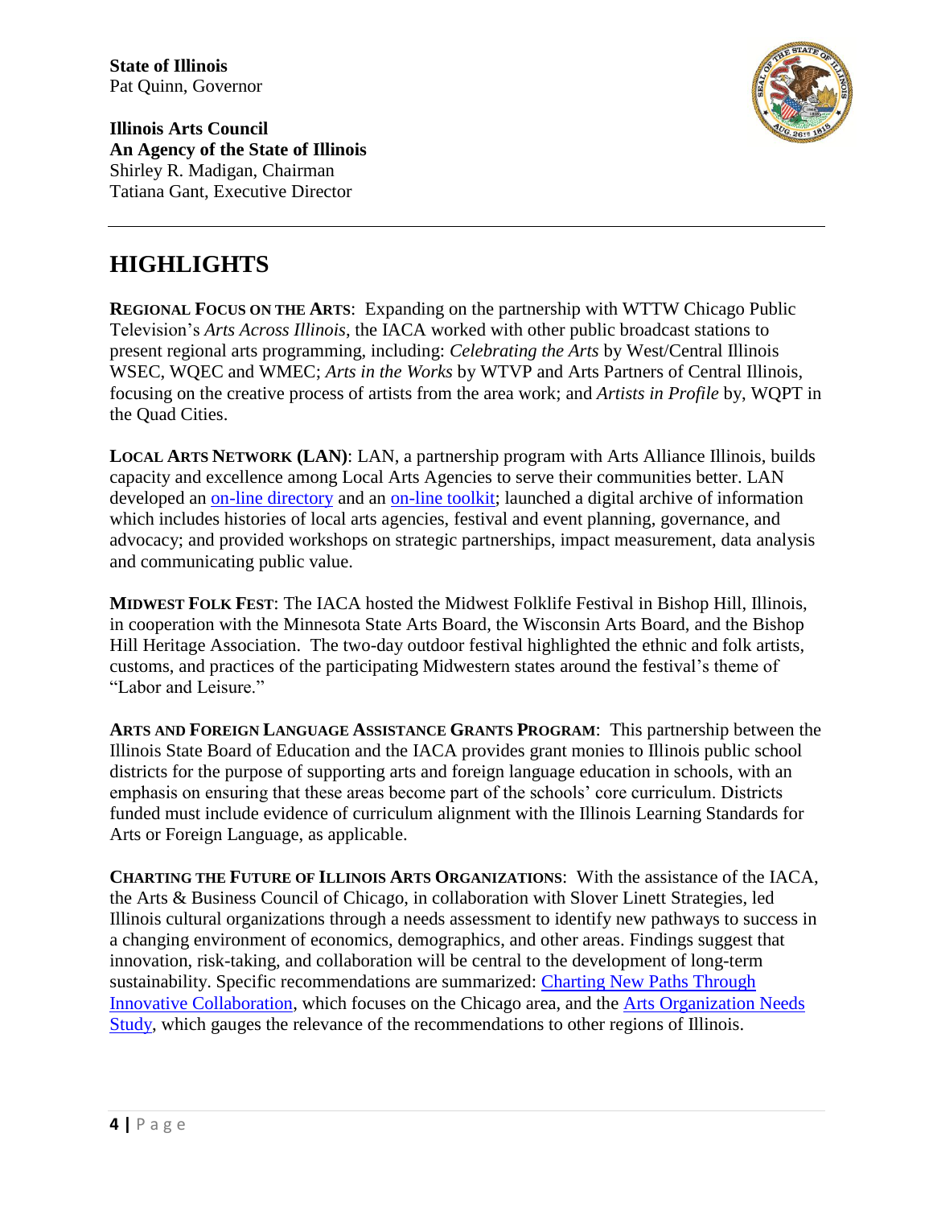**State of Illinois**
Pat Quinn, Governor

**Illinois Arts Council**
**An Agency of the State of Illinois**
Shirley R. Madigan, Chairman
Tatiana Gant, Executive Director

---

# HIGHLIGHTS

**REGIONAL FOCUS ON THE ARTS**: Expanding on the partnership with WTTW Chicago Public Television's *Arts Across Illinois*, the IACA worked with other public broadcast stations to present regional arts programming, including: *Celebrating the Arts* by West/Central Illinois WSEC, WQEC and WMEC; *Arts in the Works* by WTVP and Arts Partners of Central Illinois, focusing on the creative process of artists from the area work; and *Artists in Profile* by, WQPT in the Quad Cities.

**LOCAL ARTS NETWORK (LAN)**: LAN, a partnership program with Arts Alliance Illinois, builds capacity and excellence among Local Arts Agencies to serve their communities better. LAN developed an on-line directory and an on-line toolkit; launched a digital archive of information which includes histories of local arts agencies, festival and event planning, governance, and advocacy; and provided workshops on strategic partnerships, impact measurement, data analysis and communicating public value.

**MIDWEST FOLK FEST**: The IACA hosted the Midwest Folklife Festival in Bishop Hill, Illinois, in cooperation with the Minnesota State Arts Board, the Wisconsin Arts Board, and the Bishop Hill Heritage Association. The two-day outdoor festival highlighted the ethnic and folk artists, customs, and practices of the participating Midwestern states around the festival's theme of "Labor and Leisure."

**ARTS AND FOREIGN LANGUAGE ASSISTANCE GRANTS PROGRAM**: This partnership between the Illinois State Board of Education and the IACA provides grant monies to Illinois public school districts for the purpose of supporting arts and foreign language education in schools, with an emphasis on ensuring that these areas become part of the schools' core curriculum. Districts funded must include evidence of curriculum alignment with the Illinois Learning Standards for Arts or Foreign Language, as applicable.

**CHARTING THE FUTURE OF ILLINOIS ARTS ORGANIZATIONS**: With the assistance of the IACA, the Arts & Business Council of Chicago, in collaboration with Slover Linett Strategies, led Illinois cultural organizations through a needs assessment to identify new pathways to success in a changing environment of economics, demographics, and other areas. Findings suggest that innovation, risk-taking, and collaboration will be central to the development of long-term sustainability. Specific recommendations are summarized: Charting New Paths Through Innovative Collaboration, which focuses on the Chicago area, and the Arts Organization Needs Study, which gauges the relevance of the recommendations to other regions of Illinois.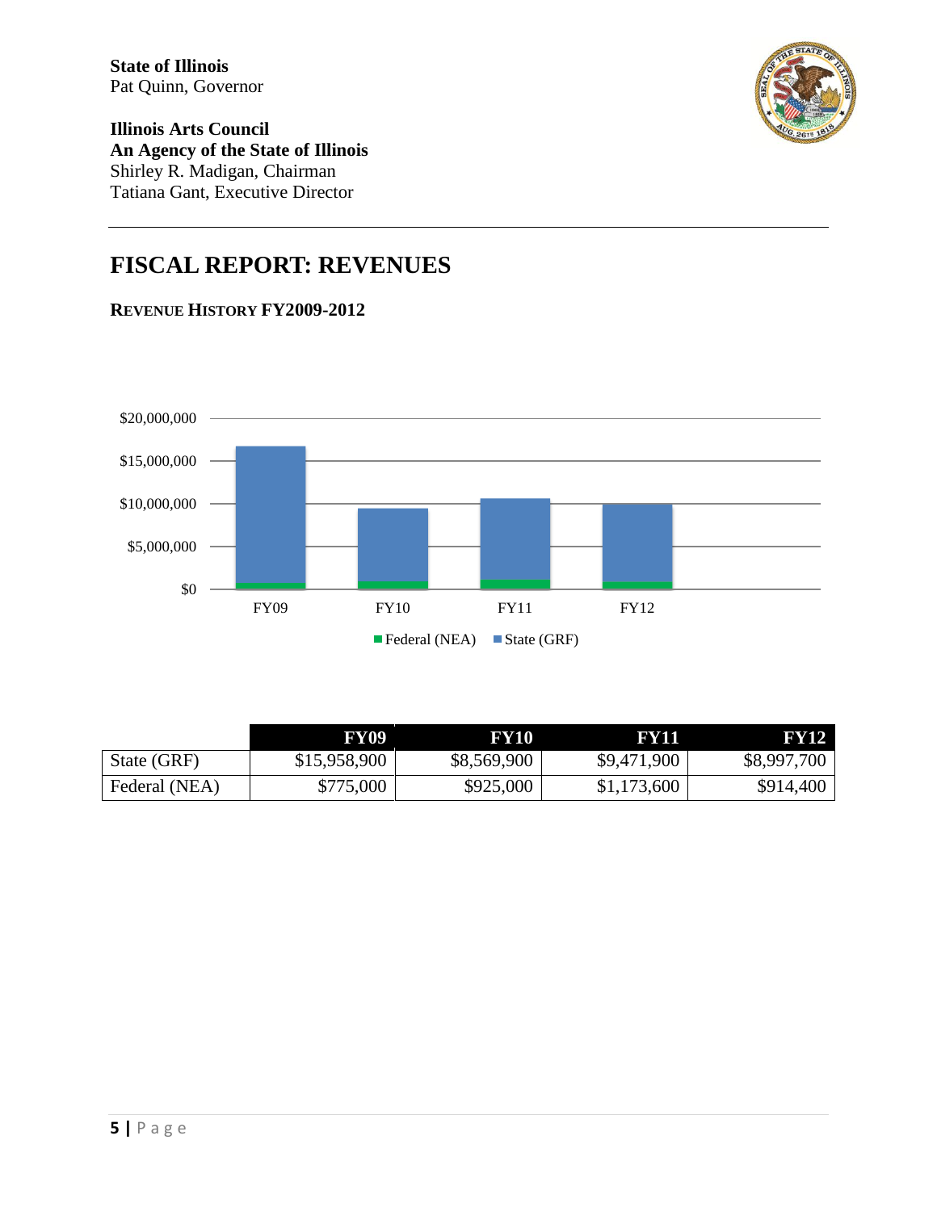**State of Illinois**
Pat Quinn, Governor

**Illinois Arts Council**
**An Agency of the State of Illinois**
Shirley R. Madigan, Chairman
Tatiana Gant, Executive Director

# FISCAL REPORT: REVENUES

### REVENUE HISTORY FY2009-2012

| | FY09 | FY10 | FY11 | FY12 |
|---|---|---|---|---|
| State (GRF) | $15,958,900 | $8,569,900 | $9,471,900 | $8,997,700 |
| Federal (NEA) | $775,000 | $925,000 | $1,173,600 | $914,400 |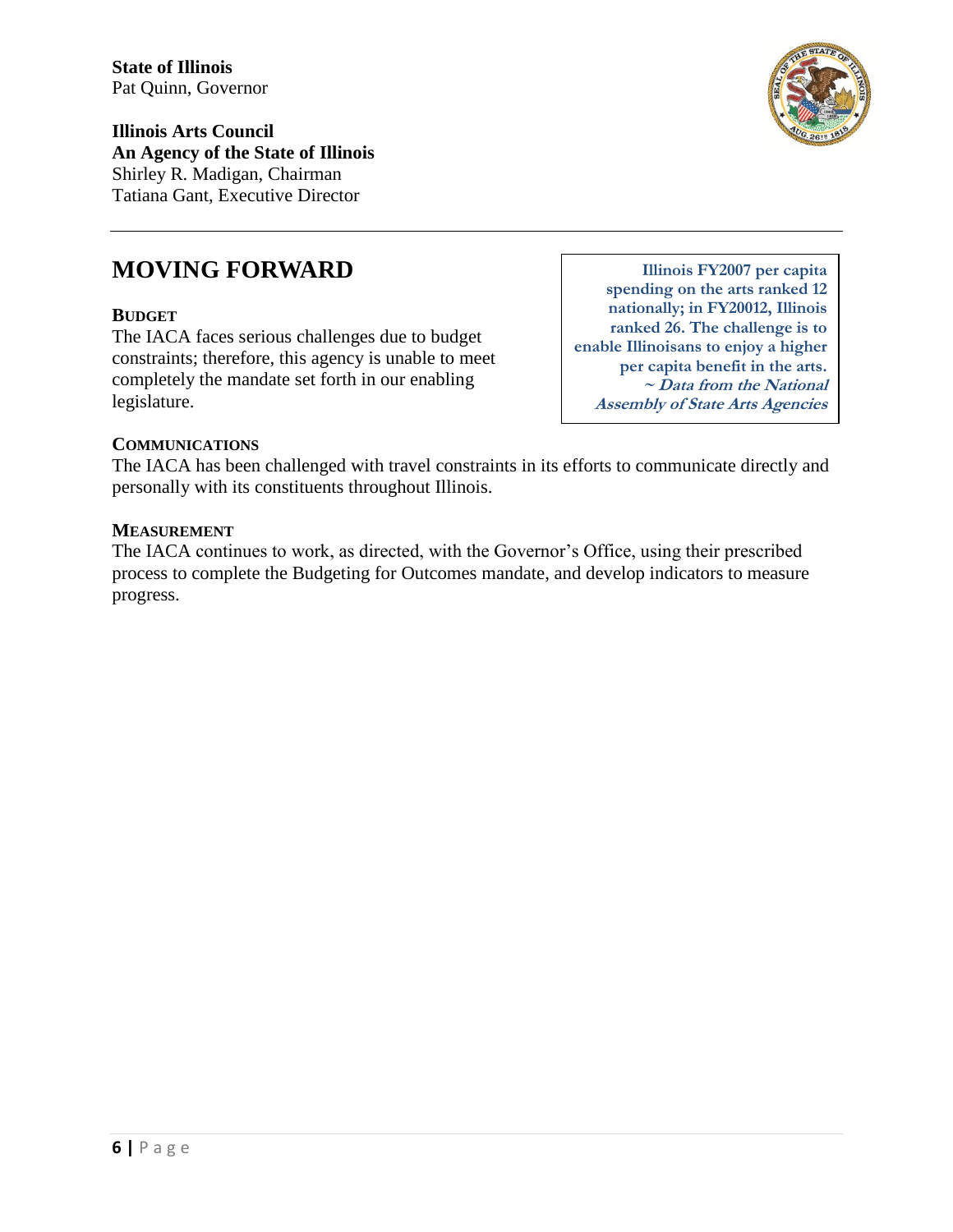**State of Illinois**
Pat Quinn, Governor

**Illinois Arts Council**
**An Agency of the State of Illinois**
Shirley R. Madigan, Chairman
Tatiana Gant, Executive Director

# MOVING FORWARD

> **Illinois FY2007 per capita spending on the arts ranked 12 nationally; in FY20012, Illinois ranked 26. The challenge is to enable Illinoisans to enjoy a higher per capita benefit in the arts.**
> ***~ Data from the National Assembly of State Arts Agencies***

### BUDGET

The IACA faces serious challenges due to budget constraints; therefore, this agency is unable to meet completely the mandate set forth in our enabling legislature.

### COMMUNICATIONS

The IACA has been challenged with travel constraints in its efforts to communicate directly and personally with its constituents throughout Illinois.

### MEASUREMENT

The IACA continues to work, as directed, with the Governor's Office, using their prescribed process to complete the Budgeting for Outcomes mandate, and develop indicators to measure progress.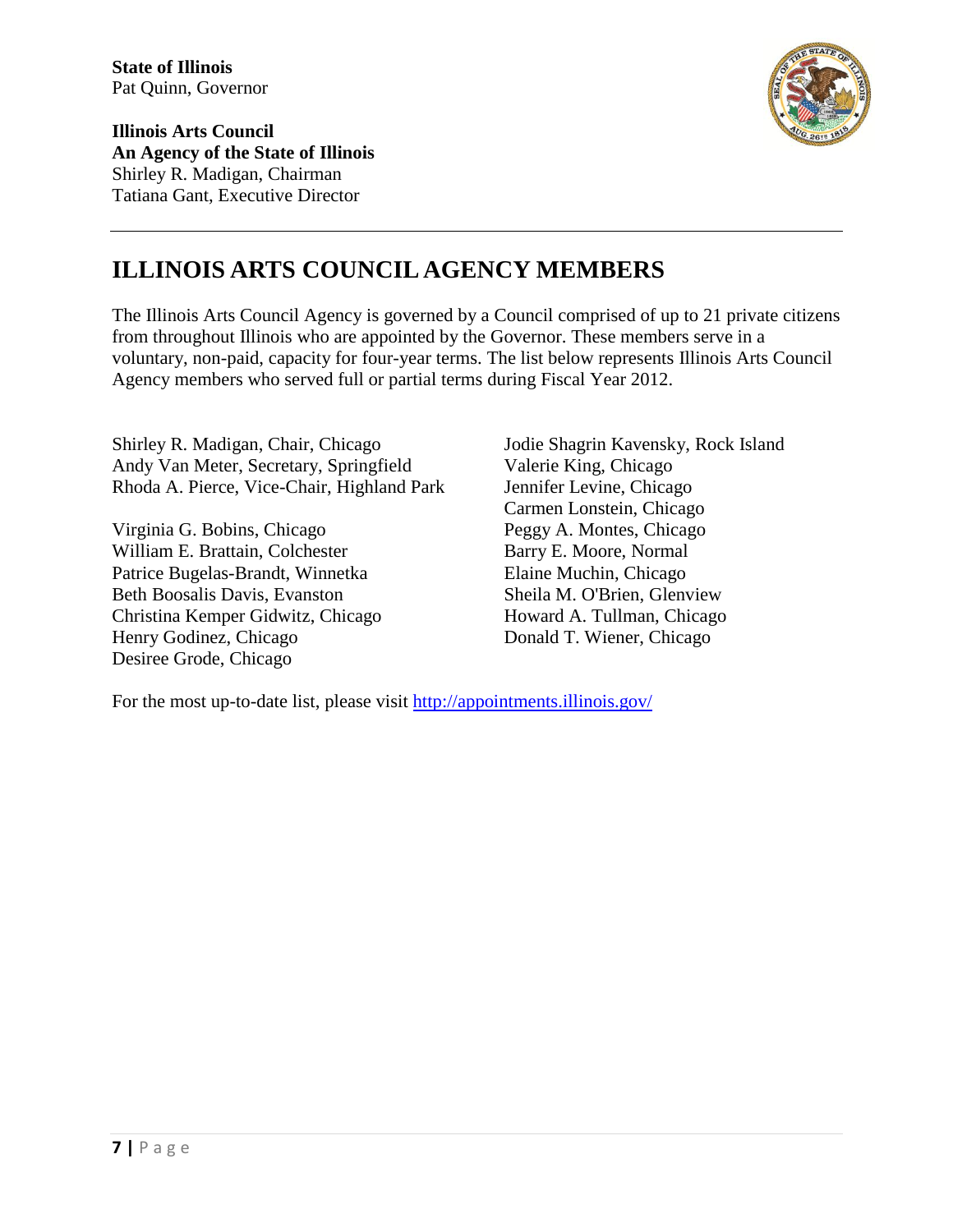**State of Illinois**
Pat Quinn, Governor

**Illinois Arts Council**
**An Agency of the State of Illinois**
Shirley R. Madigan, Chairman
Tatiana Gant, Executive Director

---

# ILLINOIS ARTS COUNCIL AGENCY MEMBERS

The Illinois Arts Council Agency is governed by a Council comprised of up to 21 private citizens from throughout Illinois who are appointed by the Governor. These members serve in a voluntary, non-paid, capacity for four-year terms. The list below represents Illinois Arts Council Agency members who served full or partial terms during Fiscal Year 2012.

Shirley R. Madigan, Chair, Chicago
Andy Van Meter, Secretary, Springfield
Rhoda A. Pierce, Vice-Chair, Highland Park

Virginia G. Bobins, Chicago
William E. Brattain, Colchester
Patrice Bugelas-Brandt, Winnetka
Beth Boosalis Davis, Evanston
Christina Kemper Gidwitz, Chicago
Henry Godinez, Chicago
Desiree Grode, Chicago
Jodie Shagrin Kavensky, Rock Island
Valerie King, Chicago
Jennifer Levine, Chicago
Carmen Lonstein, Chicago
Peggy A. Montes, Chicago
Barry E. Moore, Normal
Elaine Muchin, Chicago
Sheila M. O'Brien, Glenview
Howard A. Tullman, Chicago
Donald T. Wiener, Chicago

For the most up-to-date list, please visit http://appointments.illinois.gov/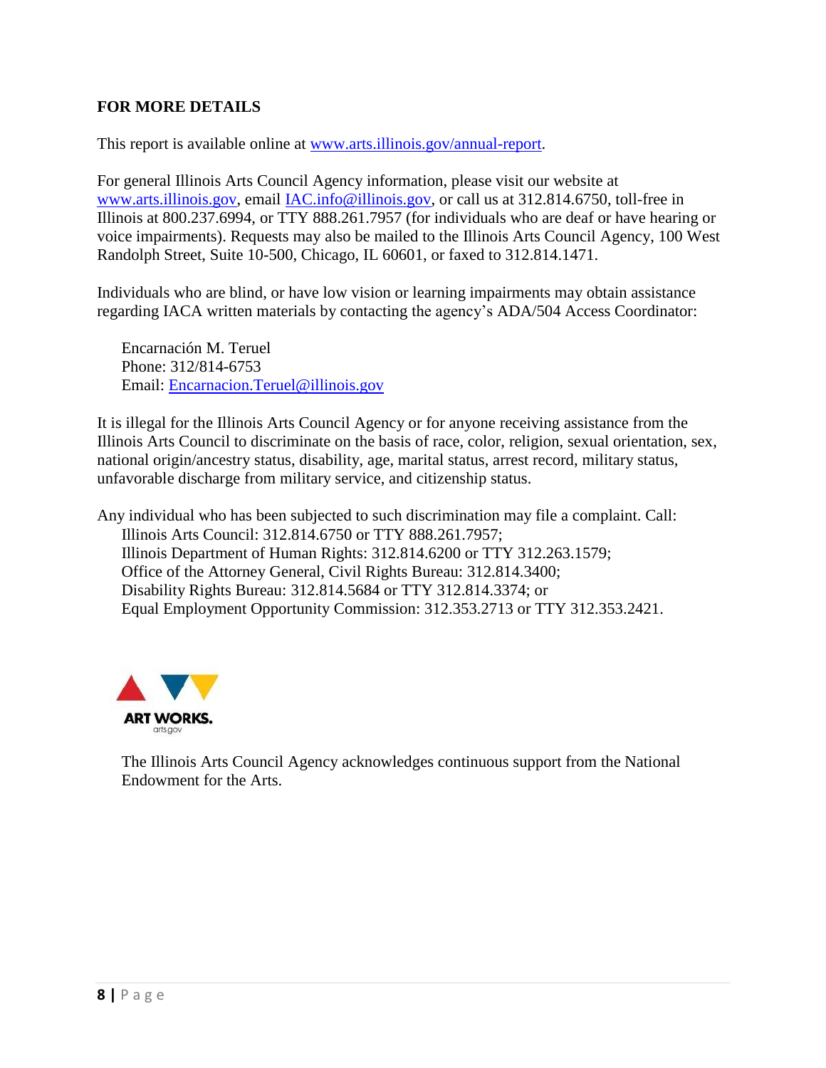**FOR MORE DETAILS**

This report is available online at www.arts.illinois.gov/annual-report.

For general Illinois Arts Council Agency information, please visit our website at www.arts.illinois.gov, email IAC.info@illinois.gov, or call us at 312.814.6750, toll-free in Illinois at 800.237.6994, or TTY 888.261.7957 (for individuals who are deaf or have hearing or voice impairments). Requests may also be mailed to the Illinois Arts Council Agency, 100 West Randolph Street, Suite 10-500, Chicago, IL 60601, or faxed to 312.814.1471.

Individuals who are blind, or have low vision or learning impairments may obtain assistance regarding IACA written materials by contacting the agency's ADA/504 Access Coordinator:

Encarnación M. Teruel
Phone: 312/814-6753
Email: Encarnacion.Teruel@illinois.gov

It is illegal for the Illinois Arts Council Agency or for anyone receiving assistance from the Illinois Arts Council to discriminate on the basis of race, color, religion, sexual orientation, sex, national origin/ancestry status, disability, age, marital status, arrest record, military status, unfavorable discharge from military service, and citizenship status.

Any individual who has been subjected to such discrimination may file a complaint. Call:
Illinois Arts Council: 312.814.6750 or TTY 888.261.7957;
Illinois Department of Human Rights: 312.814.6200 or TTY 312.263.1579;
Office of the Attorney General, Civil Rights Bureau: 312.814.3400;
Disability Rights Bureau: 312.814.5684 or TTY 312.814.3374; or
Equal Employment Opportunity Commission: 312.353.2713 or TTY 312.353.2421.

ART WORKS.
arts.gov

The Illinois Arts Council Agency acknowledges continuous support from the National Endowment for the Arts.